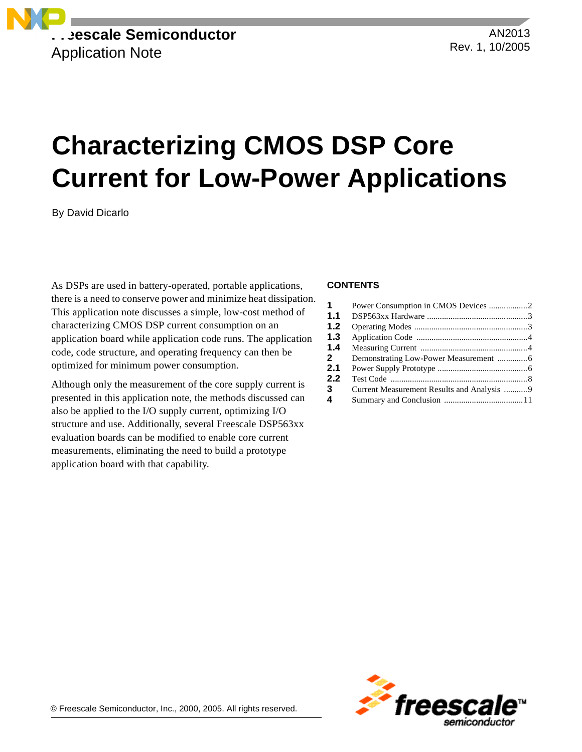Freescale Semiconductor
Application Note

AN2013
Rev. 1, 10/2005

# Characterizing CMOS DSP Core Current for Low-Power Applications

By David Dicarlo

As DSPs are used in battery-operated, portable applications, there is a need to conserve power and minimize heat dissipation. This application note discusses a simple, low-cost method of characterizing CMOS DSP current consumption on an application board while application code runs. The application code, code structure, and operating frequency can then be optimized for minimum power consumption.

Although only the measurement of the core supply current is presented in this application note, the methods discussed can also be applied to the I/O supply current, optimizing I/O structure and use. Additionally, several Freescale DSP563xx evaluation boards can be modified to enable core current measurements, eliminating the need to build a prototype application board with that capability.

**CONTENTS**

| | | |
|---|---|---|
| **1** | Power Consumption in CMOS Devices | 2 |
| **1.1** | DSP563xx Hardware | 3 |
| **1.2** | Operating Modes | 3 |
| **1.3** | Application Code | 4 |
| **1.4** | Measuring Current | 4 |
| **2** | Demonstrating Low-Power Measurement | 6 |
| **2.1** | Power Supply Prototype | 6 |
| **2.2** | Test Code | 8 |
| **3** | Current Measurement Results and Analysis | 9 |
| **4** | Summary and Conclusion | 11 |

© Freescale Semiconductor, Inc., 2000, 2005. All rights reserved.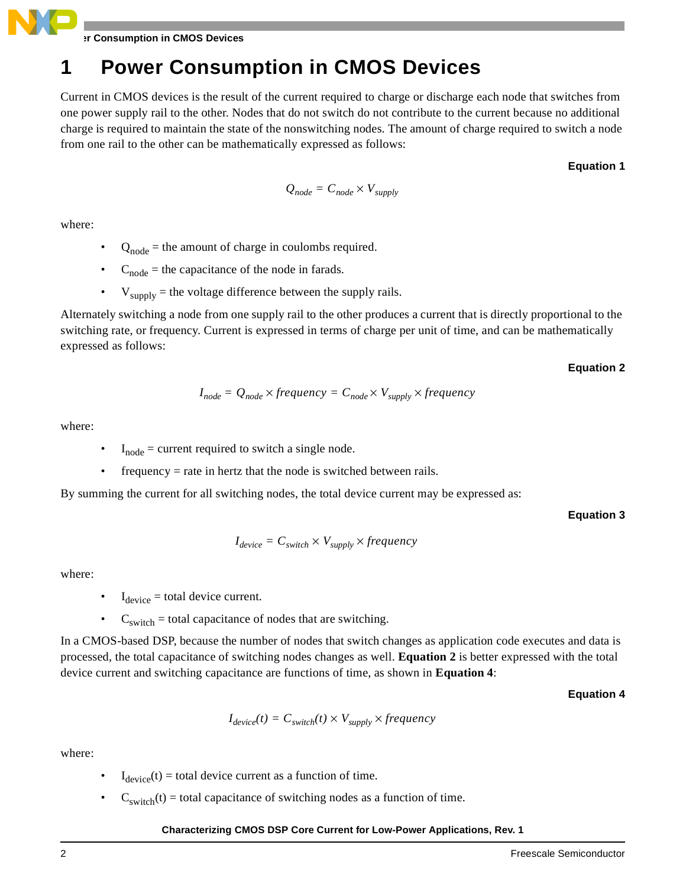# 1 Power Consumption in CMOS Devices

Current in CMOS devices is the result of the current required to charge or discharge each node that switches from one power supply rail to the other. Nodes that do not switch do not contribute to the current because no additional charge is required to maintain the state of the nonswitching nodes. The amount of charge required to switch a node from one rail to the other can be mathematically expressed as follows:

**Equation 1**

$$Q_{node} = C_{node} \times V_{supply}$$

where:

- $Q_{node}$ = the amount of charge in coulombs required.
- $C_{node}$ = the capacitance of the node in farads.
- $V_{supply}$ = the voltage difference between the supply rails.

Alternately switching a node from one supply rail to the other produces a current that is directly proportional to the switching rate, or frequency. Current is expressed in terms of charge per unit of time, and can be mathematically expressed as follows:

**Equation 2**

$$I_{node} = Q_{node} \times frequency = C_{node} \times V_{supply} \times frequency$$

where:

- $I_{node}$ = current required to switch a single node.
- frequency = rate in hertz that the node is switched between rails.

By summing the current for all switching nodes, the total device current may be expressed as:

**Equation 3**

$$I_{device} = C_{switch} \times V_{supply} \times frequency$$

where:

- $I_{device}$ = total device current.
- $C_{switch}$ = total capacitance of nodes that are switching.

In a CMOS-based DSP, because the number of nodes that switch changes as application code executes and data is processed, the total capacitance of switching nodes changes as well. **Equation 2** is better expressed with the total device current and switching capacitance are functions of time, as shown in **Equation 4**:

**Equation 4**

$$I_{device}(t) = C_{switch}(t) \times V_{supply} \times frequency$$

where:

- $I_{device}(t)$ = total device current as a function of time.
- $C_{switch}(t)$ = total capacitance of switching nodes as a function of time.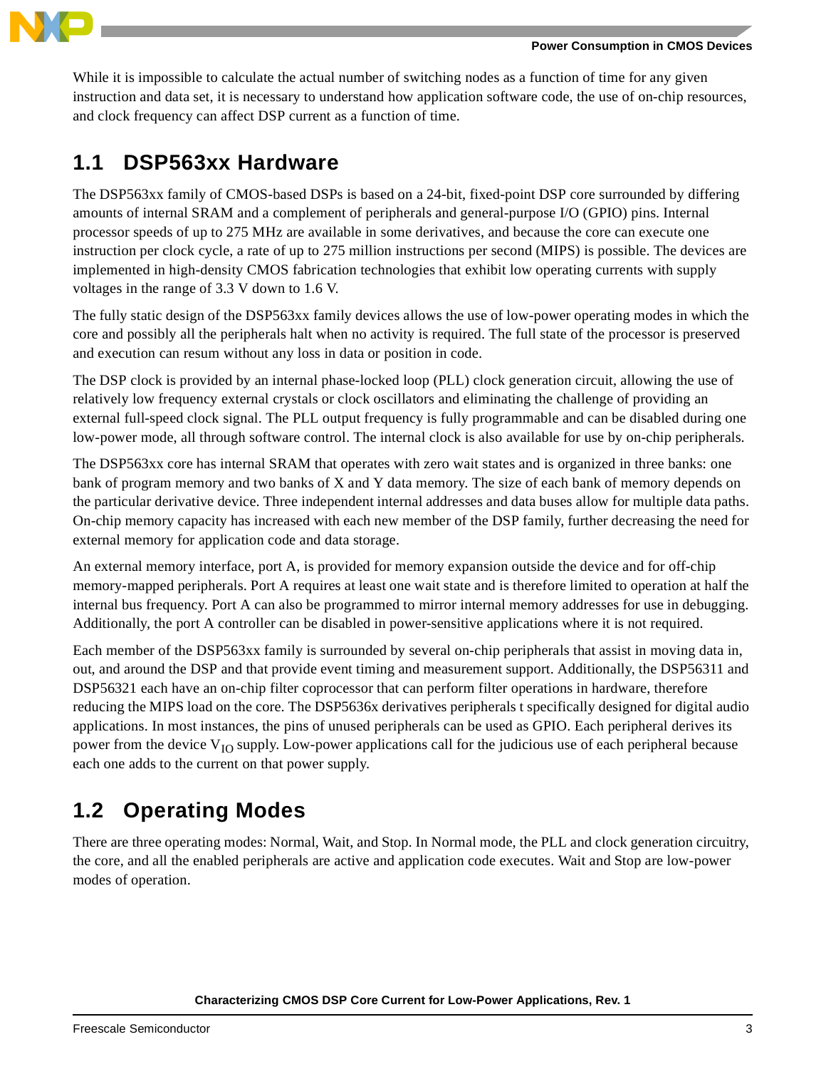While it is impossible to calculate the actual number of switching nodes as a function of time for any given instruction and data set, it is necessary to understand how application software code, the use of on-chip resources, and clock frequency can affect DSP current as a function of time.

## 1.1 DSP563xx Hardware

The DSP563xx family of CMOS-based DSPs is based on a 24-bit, fixed-point DSP core surrounded by differing amounts of internal SRAM and a complement of peripherals and general-purpose I/O (GPIO) pins. Internal processor speeds of up to 275 MHz are available in some derivatives, and because the core can execute one instruction per clock cycle, a rate of up to 275 million instructions per second (MIPS) is possible. The devices are implemented in high-density CMOS fabrication technologies that exhibit low operating currents with supply voltages in the range of 3.3 V down to 1.6 V.

The fully static design of the DSP563xx family devices allows the use of low-power operating modes in which the core and possibly all the peripherals halt when no activity is required. The full state of the processor is preserved and execution can resum without any loss in data or position in code.

The DSP clock is provided by an internal phase-locked loop (PLL) clock generation circuit, allowing the use of relatively low frequency external crystals or clock oscillators and eliminating the challenge of providing an external full-speed clock signal. The PLL output frequency is fully programmable and can be disabled during one low-power mode, all through software control. The internal clock is also available for use by on-chip peripherals.

The DSP563xx core has internal SRAM that operates with zero wait states and is organized in three banks: one bank of program memory and two banks of X and Y data memory. The size of each bank of memory depends on the particular derivative device. Three independent internal addresses and data buses allow for multiple data paths. On-chip memory capacity has increased with each new member of the DSP family, further decreasing the need for external memory for application code and data storage.

An external memory interface, port A, is provided for memory expansion outside the device and for off-chip memory-mapped peripherals. Port A requires at least one wait state and is therefore limited to operation at half the internal bus frequency. Port A can also be programmed to mirror internal memory addresses for use in debugging. Additionally, the port A controller can be disabled in power-sensitive applications where it is not required.

Each member of the DSP563xx family is surrounded by several on-chip peripherals that assist in moving data in, out, and around the DSP and that provide event timing and measurement support. Additionally, the DSP56311 and DSP56321 each have an on-chip filter coprocessor that can perform filter operations in hardware, therefore reducing the MIPS load on the core. The DSP5636x derivatives peripherals t specifically designed for digital audio applications. In most instances, the pins of unused peripherals can be used as GPIO. Each peripheral derives its power from the device $V_{IO}$ supply. Low-power applications call for the judicious use of each peripheral because each one adds to the current on that power supply.

## 1.2 Operating Modes

There are three operating modes: Normal, Wait, and Stop. In Normal mode, the PLL and clock generation circuitry, the core, and all the enabled peripherals are active and application code executes. Wait and Stop are low-power modes of operation.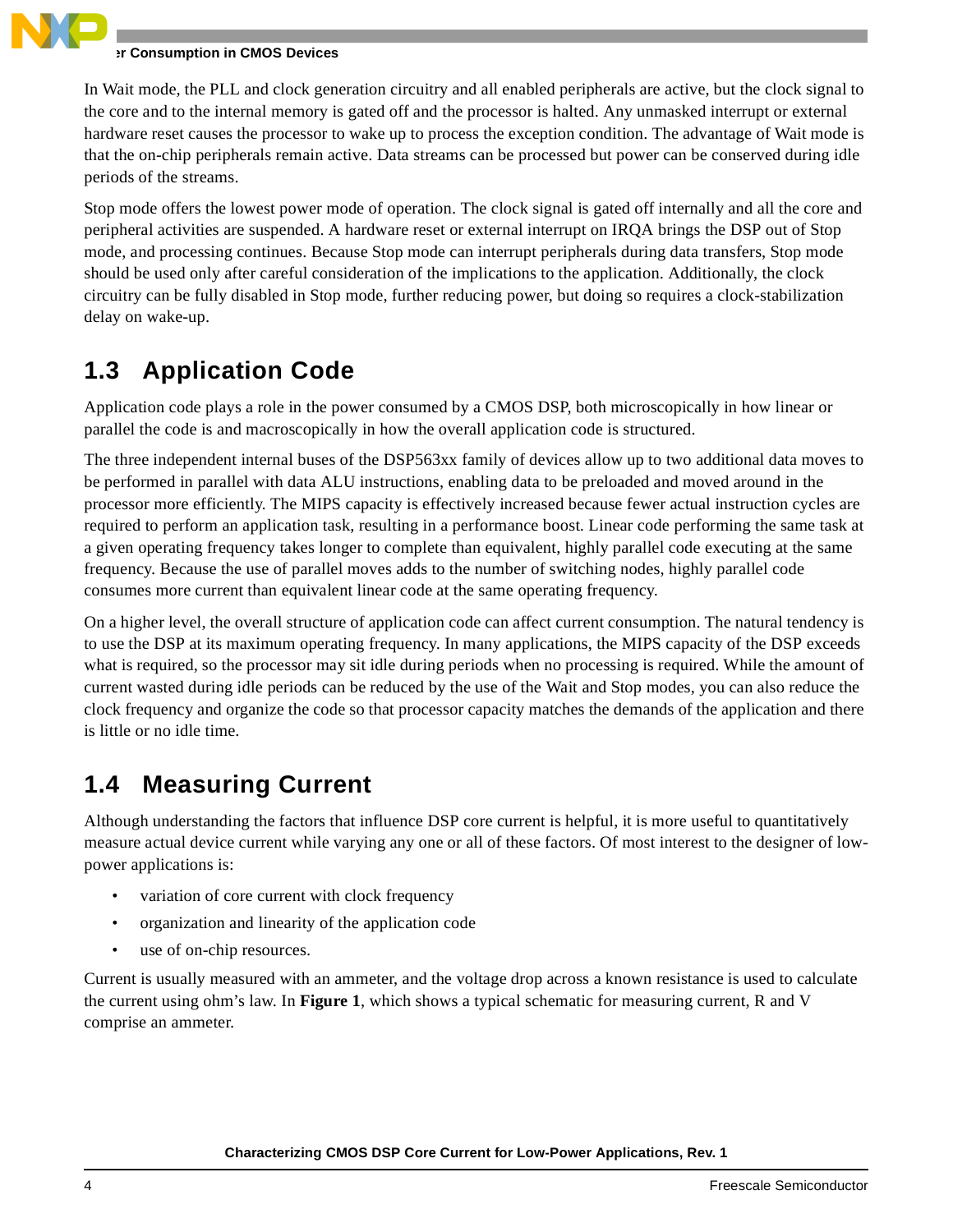In Wait mode, the PLL and clock generation circuitry and all enabled peripherals are active, but the clock signal to the core and to the internal memory is gated off and the processor is halted. Any unmasked interrupt or external hardware reset causes the processor to wake up to process the exception condition. The advantage of Wait mode is that the on-chip peripherals remain active. Data streams can be processed but power can be conserved during idle periods of the streams.

Stop mode offers the lowest power mode of operation. The clock signal is gated off internally and all the core and peripheral activities are suspended. A hardware reset or external interrupt on IRQA brings the DSP out of Stop mode, and processing continues. Because Stop mode can interrupt peripherals during data transfers, Stop mode should be used only after careful consideration of the implications to the application. Additionally, the clock circuitry can be fully disabled in Stop mode, further reducing power, but doing so requires a clock-stabilization delay on wake-up.

## 1.3 Application Code

Application code plays a role in the power consumed by a CMOS DSP, both microscopically in how linear or parallel the code is and macroscopically in how the overall application code is structured.

The three independent internal buses of the DSP563xx family of devices allow up to two additional data moves to be performed in parallel with data ALU instructions, enabling data to be preloaded and moved around in the processor more efficiently. The MIPS capacity is effectively increased because fewer actual instruction cycles are required to perform an application task, resulting in a performance boost. Linear code performing the same task at a given operating frequency takes longer to complete than equivalent, highly parallel code executing at the same frequency. Because the use of parallel moves adds to the number of switching nodes, highly parallel code consumes more current than equivalent linear code at the same operating frequency.

On a higher level, the overall structure of application code can affect current consumption. The natural tendency is to use the DSP at its maximum operating frequency. In many applications, the MIPS capacity of the DSP exceeds what is required, so the processor may sit idle during periods when no processing is required. While the amount of current wasted during idle periods can be reduced by the use of the Wait and Stop modes, you can also reduce the clock frequency and organize the code so that processor capacity matches the demands of the application and there is little or no idle time.

## 1.4 Measuring Current

Although understanding the factors that influence DSP core current is helpful, it is more useful to quantitatively measure actual device current while varying any one or all of these factors. Of most interest to the designer of low-power applications is:

- variation of core current with clock frequency
- organization and linearity of the application code
- use of on-chip resources.

Current is usually measured with an ammeter, and the voltage drop across a known resistance is used to calculate the current using ohm's law. In **Figure 1**, which shows a typical schematic for measuring current, R and V comprise an ammeter.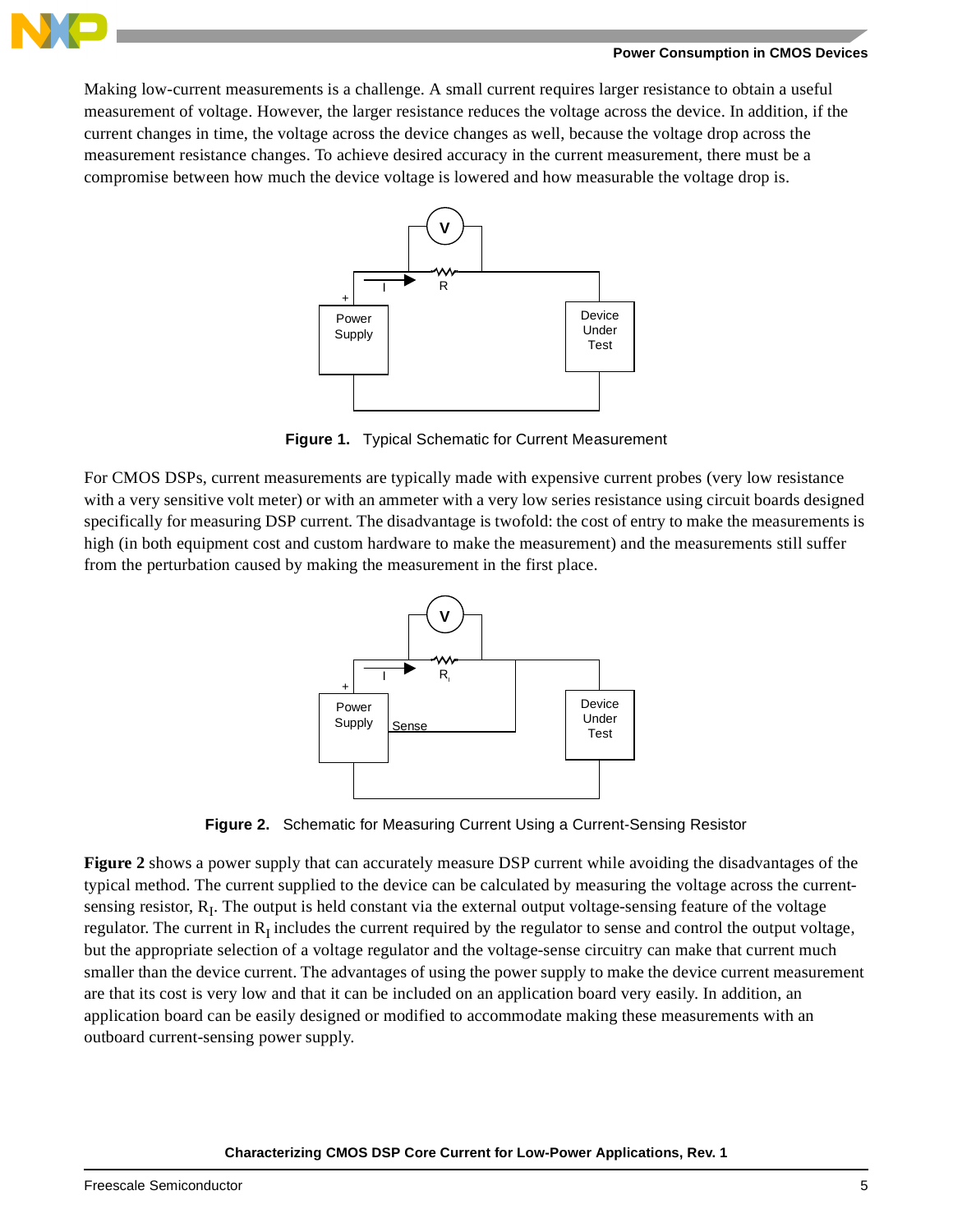Making low-current measurements is a challenge. A small current requires larger resistance to obtain a useful measurement of voltage. However, the larger resistance reduces the voltage across the device. In addition, if the current changes in time, the voltage across the device changes as well, because the voltage drop across the measurement resistance changes. To achieve desired accuracy in the current measurement, there must be a compromise between how much the device voltage is lowered and how measurable the voltage drop is.

**Figure 1.** Typical Schematic for Current Measurement

For CMOS DSPs, current measurements are typically made with expensive current probes (very low resistance with a very sensitive volt meter) or with an ammeter with a very low series resistance using circuit boards designed specifically for measuring DSP current. The disadvantage is twofold: the cost of entry to make the measurements is high (in both equipment cost and custom hardware to make the measurement) and the measurements still suffer from the perturbation caused by making the measurement in the first place.

**Figure 2.** Schematic for Measuring Current Using a Current-Sensing Resistor

**Figure 2** shows a power supply that can accurately measure DSP current while avoiding the disadvantages of the typical method. The current supplied to the device can be calculated by measuring the voltage across the current-sensing resistor, $R_I$. The output is held constant via the external output voltage-sensing feature of the voltage regulator. The current in $R_I$ includes the current required by the regulator to sense and control the output voltage, but the appropriate selection of a voltage regulator and the voltage-sense circuitry can make that current much smaller than the device current. The advantages of using the power supply to make the device current measurement are that its cost is very low and that it can be included on an application board very easily. In addition, an application board can be easily designed or modified to accommodate making these measurements with an outboard current-sensing power supply.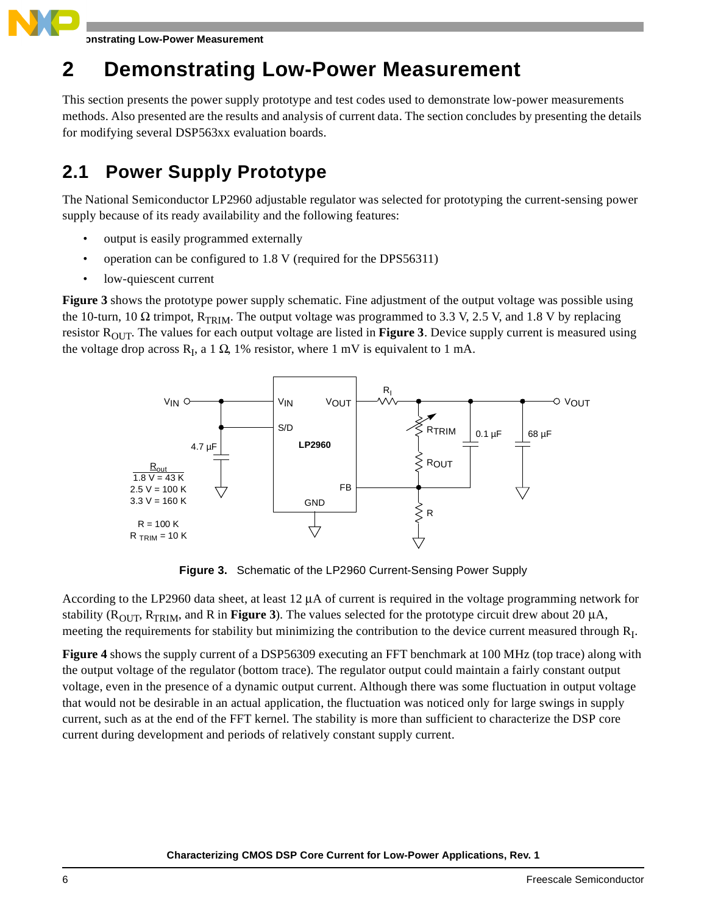# 2 Demonstrating Low-Power Measurement

This section presents the power supply prototype and test codes used to demonstrate low-power measurements methods. Also presented are the results and analysis of current data. The section concludes by presenting the details for modifying several DSP563xx evaluation boards.

## 2.1 Power Supply Prototype

The National Semiconductor LP2960 adjustable regulator was selected for prototyping the current-sensing power supply because of its ready availability and the following features:

- output is easily programmed externally
- operation can be configured to 1.8 V (required for the DPS56311)
- low-quiescent current

**Figure 3** shows the prototype power supply schematic. Fine adjustment of the output voltage was possible using the 10-turn, 10 Ω trimpot, $R_{TRIM}$. The output voltage was programmed to 3.3 V, 2.5 V, and 1.8 V by replacing resistor $R_{OUT}$. The values for each output voltage are listed in **Figure 3**. Device supply current is measured using the voltage drop across $R_I$, a 1 Ω, 1% resistor, where 1 mV is equivalent to 1 mA.

**Figure 3.** Schematic of the LP2960 Current-Sensing Power Supply

According to the LP2960 data sheet, at least 12 µA of current is required in the voltage programming network for stability ($R_{OUT}$, $R_{TRIM}$, and R in **Figure 3**). The values selected for the prototype circuit drew about 20 µA, meeting the requirements for stability but minimizing the contribution to the device current measured through $R_I$.

**Figure 4** shows the supply current of a DSP56309 executing an FFT benchmark at 100 MHz (top trace) along with the output voltage of the regulator (bottom trace). The regulator output could maintain a fairly constant output voltage, even in the presence of a dynamic output current. Although there was some fluctuation in output voltage that would not be desirable in an actual application, the fluctuation was noticed only for large swings in supply current, such as at the end of the FFT kernel. The stability is more than sufficient to characterize the DSP core current during development and periods of relatively constant supply current.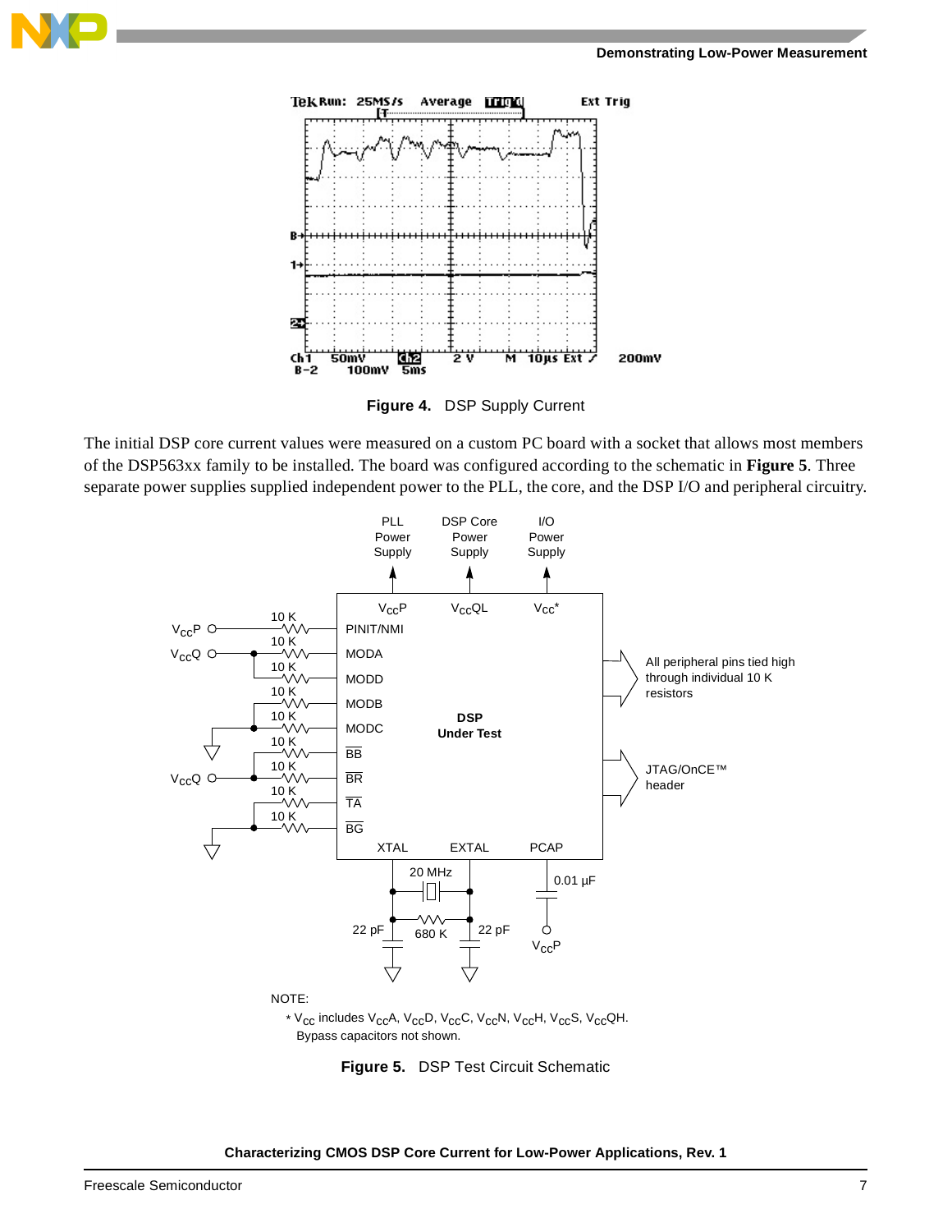**Figure 4. DSP Supply Current**

The initial DSP core current values were measured on a custom PC board with a socket that allows most members of the DSP563xx family to be installed. The board was configured according to the schematic in **Figure 5**. Three separate power supplies supplied independent power to the PLL, the core, and the DSP I/O and peripheral circuitry.

NOTE:

\* $V_{CC}$ includes $V_{CC}$A, $V_{CC}$D, $V_{CC}$C, $V_{CC}$N, $V_{CC}$H, $V_{CC}$S, $V_{CC}$QH.
Bypass capacitors not shown.

**Figure 5. DSP Test Circuit Schematic**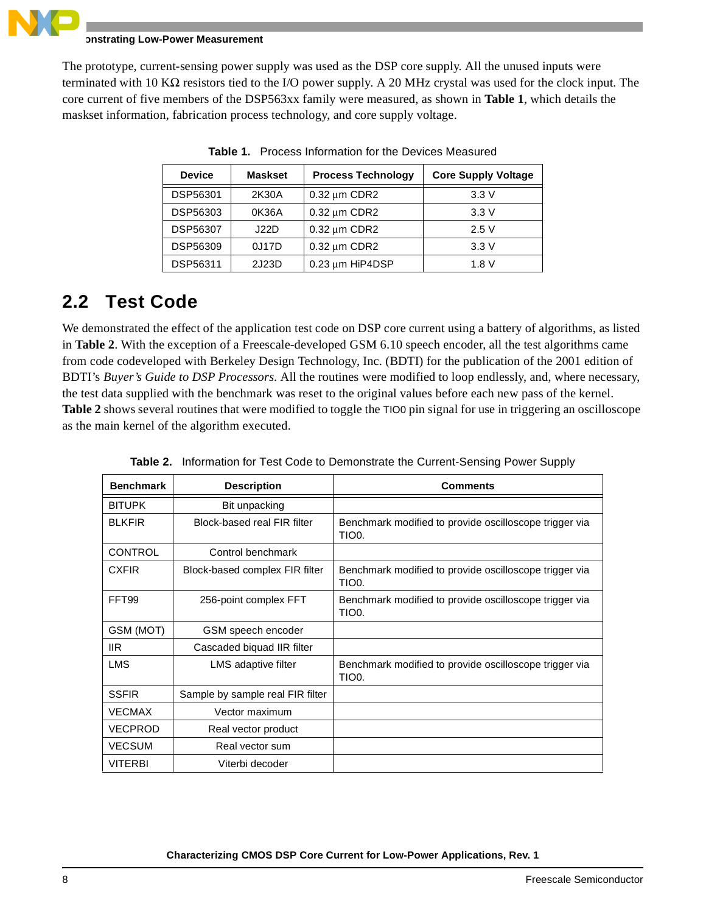The prototype, current-sensing power supply was used as the DSP core supply. All the unused inputs were terminated with 10 KΩ resistors tied to the I/O power supply. A 20 MHz crystal was used for the clock input. The core current of five members of the DSP563xx family were measured, as shown in **Table 1**, which details the maskset information, fabrication process technology, and core supply voltage.

**Table 1.** Process Information for the Devices Measured

| Device | Maskset | Process Technology | Core Supply Voltage |
|---|---|---|---|
| DSP56301 | 2K30A | 0.32 µm CDR2 | 3.3 V |
| DSP56303 | 0K36A | 0.32 µm CDR2 | 3.3 V |
| DSP56307 | J22D | 0.32 µm CDR2 | 2.5 V |
| DSP56309 | 0J17D | 0.32 µm CDR2 | 3.3 V |
| DSP56311 | 2J23D | 0.23 µm HiP4DSP | 1.8 V |

## 2.2 Test Code

We demonstrated the effect of the application test code on DSP core current using a battery of algorithms, as listed in **Table 2**. With the exception of a Freescale-developed GSM 6.10 speech encoder, all the test algorithms came from code codeveloped with Berkeley Design Technology, Inc. (BDTI) for the publication of the 2001 edition of BDTI's *Buyer's Guide to DSP Processors*. All the routines were modified to loop endlessly, and, where necessary, the test data supplied with the benchmark was reset to the original values before each new pass of the kernel. **Table 2** shows several routines that were modified to toggle the TIO0 pin signal for use in triggering an oscilloscope as the main kernel of the algorithm executed.

**Table 2.** Information for Test Code to Demonstrate the Current-Sensing Power Supply

| Benchmark | Description | Comments |
|---|---|---|
| BITUPK | Bit unpacking | |
| BLKFIR | Block-based real FIR filter | Benchmark modified to provide oscilloscope trigger via TIO0. |
| CONTROL | Control benchmark | |
| CXFIR | Block-based complex FIR filter | Benchmark modified to provide oscilloscope trigger via TIO0. |
| FFT99 | 256-point complex FFT | Benchmark modified to provide oscilloscope trigger via TIO0. |
| GSM (MOT) | GSM speech encoder | |
| IIR | Cascaded biquad IIR filter | |
| LMS | LMS adaptive filter | Benchmark modified to provide oscilloscope trigger via TIO0. |
| SSFIR | Sample by sample real FIR filter | |
| VECMAX | Vector maximum | |
| VECPROD | Real vector product | |
| VECSUM | Real vector sum | |
| VITERBI | Viterbi decoder | |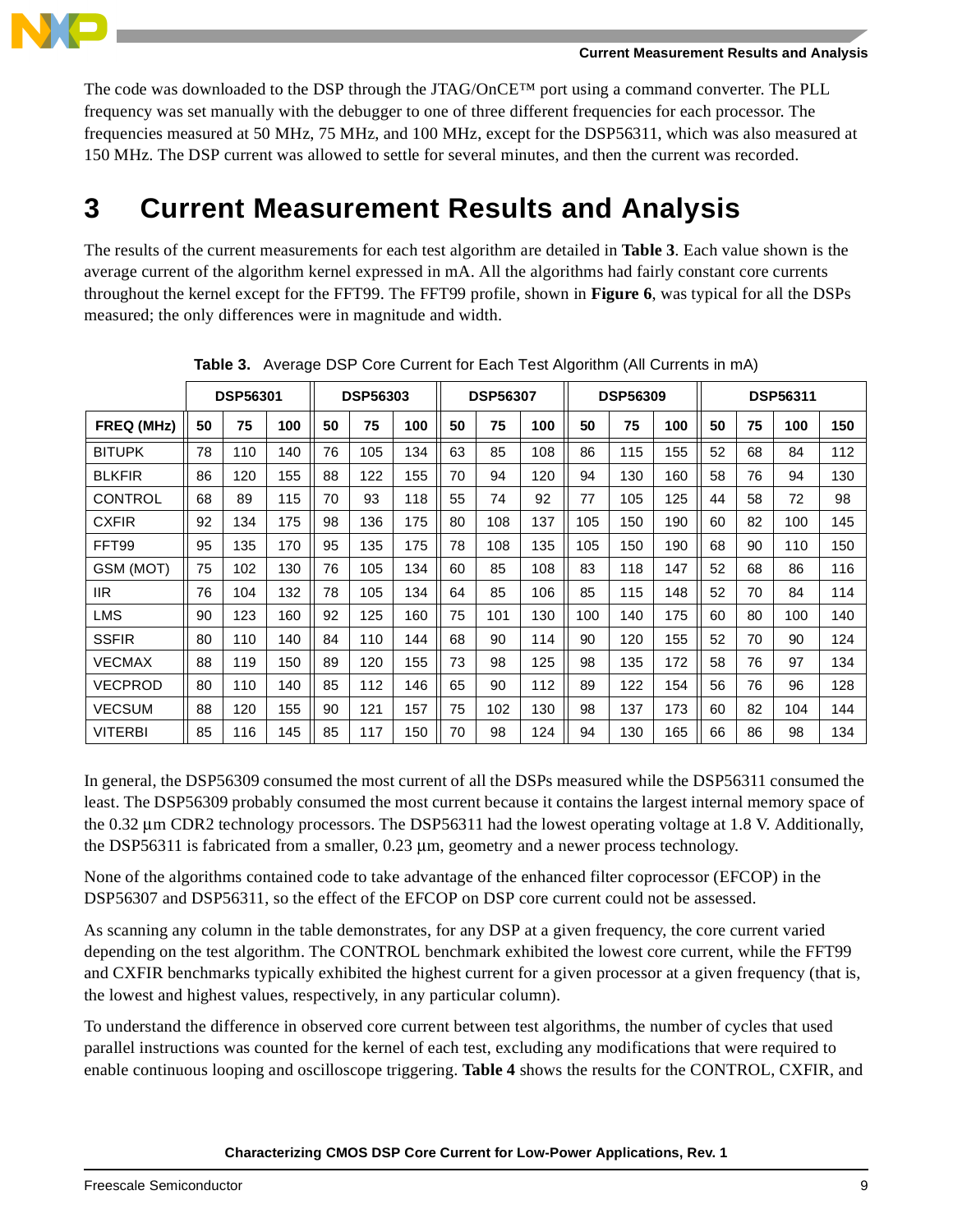The code was downloaded to the DSP through the JTAG/OnCE™ port using a command converter. The PLL frequency was set manually with the debugger to one of three different frequencies for each processor. The frequencies measured at 50 MHz, 75 MHz, and 100 MHz, except for the DSP56311, which was also measured at 150 MHz. The DSP current was allowed to settle for several minutes, and then the current was recorded.

# 3 Current Measurement Results and Analysis

The results of the current measurements for each test algorithm are detailed in **Table 3**. Each value shown is the average current of the algorithm kernel expressed in mA. All the algorithms had fairly constant core currents throughout the kernel except for the FFT99. The FFT99 profile, shown in **Figure 6**, was typical for all the DSPs measured; the only differences were in magnitude and width.

**Table 3.** Average DSP Core Current for Each Test Algorithm (All Currents in mA)

| | DSP56301 | | | DSP56303 | | | DSP56307 | | | DSP56309 | | | DSP56311 | | | |
|---|---|---|---|---|---|---|---|---|---|---|---|---|---|---|---|---|
| **FREQ (MHz)** | **50** | **75** | **100** | **50** | **75** | **100** | **50** | **75** | **100** | **50** | **75** | **100** | **50** | **75** | **100** | **150** |
| BITUPK | 78 | 110 | 140 | 76 | 105 | 134 | 63 | 85 | 108 | 86 | 115 | 155 | 52 | 68 | 84 | 112 |
| BLKFIR | 86 | 120 | 155 | 88 | 122 | 155 | 70 | 94 | 120 | 94 | 130 | 160 | 58 | 76 | 94 | 130 |
| CONTROL | 68 | 89 | 115 | 70 | 93 | 118 | 55 | 74 | 92 | 77 | 105 | 125 | 44 | 58 | 72 | 98 |
| CXFIR | 92 | 134 | 175 | 98 | 136 | 175 | 80 | 108 | 137 | 105 | 150 | 190 | 60 | 82 | 100 | 145 |
| FFT99 | 95 | 135 | 170 | 95 | 135 | 175 | 78 | 108 | 135 | 105 | 150 | 190 | 68 | 90 | 110 | 150 |
| GSM (MOT) | 75 | 102 | 130 | 76 | 105 | 134 | 60 | 85 | 108 | 83 | 118 | 147 | 52 | 68 | 86 | 116 |
| IIR | 76 | 104 | 132 | 78 | 105 | 134 | 64 | 85 | 106 | 85 | 115 | 148 | 52 | 70 | 84 | 114 |
| LMS | 90 | 123 | 160 | 92 | 125 | 160 | 75 | 101 | 130 | 100 | 140 | 175 | 60 | 80 | 100 | 140 |
| SSFIR | 80 | 110 | 140 | 84 | 110 | 144 | 68 | 90 | 114 | 90 | 120 | 155 | 52 | 70 | 90 | 124 |
| VECMAX | 88 | 119 | 150 | 89 | 120 | 155 | 73 | 98 | 125 | 98 | 135 | 172 | 58 | 76 | 97 | 134 |
| VECPROD | 80 | 110 | 140 | 85 | 112 | 146 | 65 | 90 | 112 | 89 | 122 | 154 | 56 | 76 | 96 | 128 |
| VECSUM | 88 | 120 | 155 | 90 | 121 | 157 | 75 | 102 | 130 | 98 | 137 | 173 | 60 | 82 | 104 | 144 |
| VITERBI | 85 | 116 | 145 | 85 | 117 | 150 | 70 | 98 | 124 | 94 | 130 | 165 | 66 | 86 | 98 | 134 |

In general, the DSP56309 consumed the most current of all the DSPs measured while the DSP56311 consumed the least. The DSP56309 probably consumed the most current because it contains the largest internal memory space of the 0.32 μm CDR2 technology processors. The DSP56311 had the lowest operating voltage at 1.8 V. Additionally, the DSP56311 is fabricated from a smaller, 0.23 μm, geometry and a newer process technology.

None of the algorithms contained code to take advantage of the enhanced filter coprocessor (EFCOP) in the DSP56307 and DSP56311, so the effect of the EFCOP on DSP core current could not be assessed.

As scanning any column in the table demonstrates, for any DSP at a given frequency, the core current varied depending on the test algorithm. The CONTROL benchmark exhibited the lowest core current, while the FFT99 and CXFIR benchmarks typically exhibited the highest current for a given processor at a given frequency (that is, the lowest and highest values, respectively, in any particular column).

To understand the difference in observed core current between test algorithms, the number of cycles that used parallel instructions was counted for the kernel of each test, excluding any modifications that were required to enable continuous looping and oscilloscope triggering. **Table 4** shows the results for the CONTROL, CXFIR, and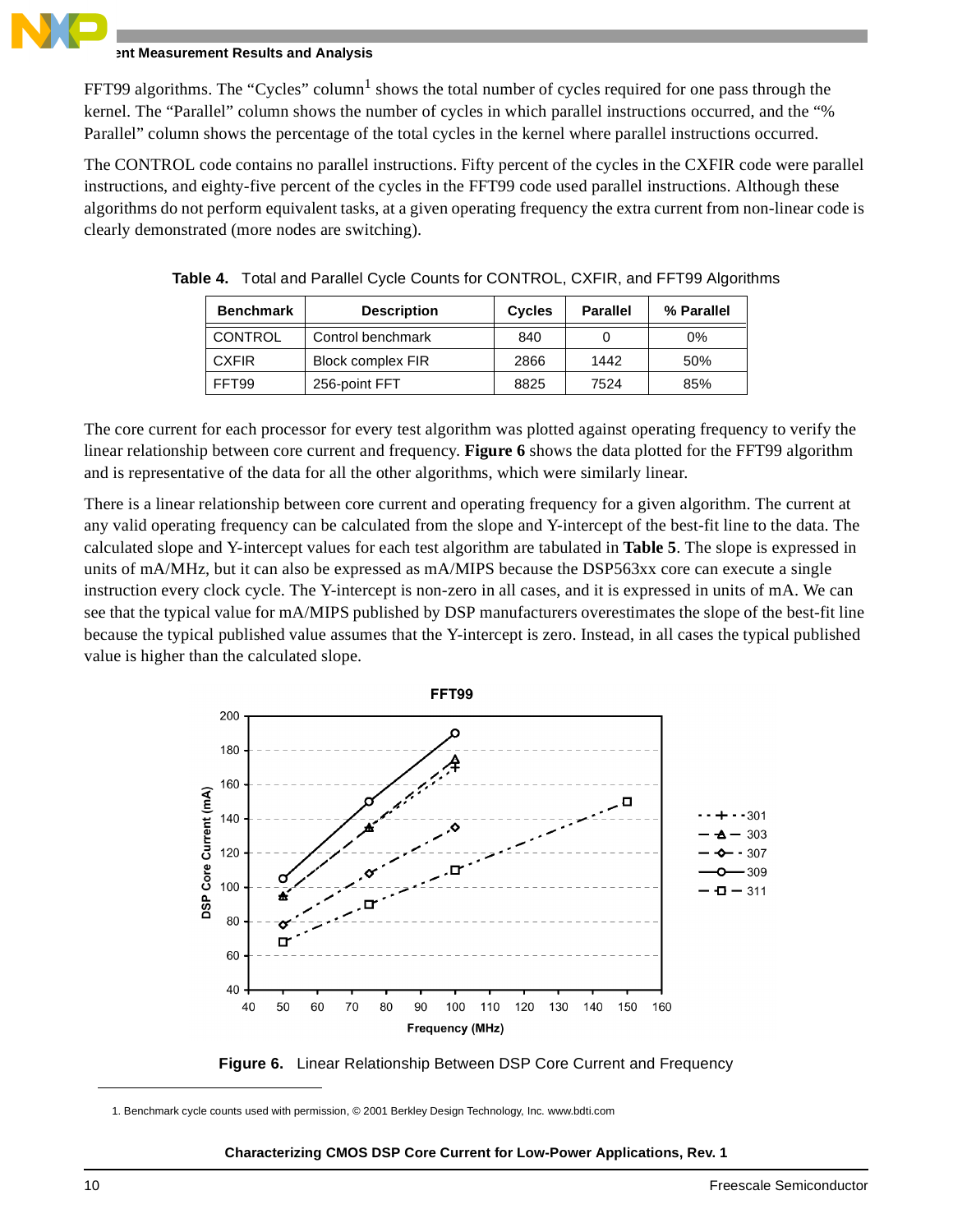FFT99 algorithms. The “Cycles” column[1] shows the total number of cycles required for one pass through the kernel. The “Parallel” column shows the number of cycles in which parallel instructions occurred, and the “% Parallel” column shows the percentage of the total cycles in the kernel where parallel instructions occurred.

The CONTROL code contains no parallel instructions. Fifty percent of the cycles in the CXFIR code were parallel instructions, and eighty-five percent of the cycles in the FFT99 code used parallel instructions. Although these algorithms do not perform equivalent tasks, at a given operating frequency the extra current from non-linear code is clearly demonstrated (more nodes are switching).

**Table 4.** Total and Parallel Cycle Counts for CONTROL, CXFIR, and FFT99 Algorithms

| Benchmark | Description | Cycles | Parallel | % Parallel |
|---|---|---|---|---|
| CONTROL | Control benchmark | 840 | 0 | 0% |
| CXFIR | Block complex FIR | 2866 | 1442 | 50% |
| FFT99 | 256-point FFT | 8825 | 7524 | 85% |

The core current for each processor for every test algorithm was plotted against operating frequency to verify the linear relationship between core current and frequency. **Figure 6** shows the data plotted for the FFT99 algorithm and is representative of the data for all the other algorithms, which were similarly linear.

There is a linear relationship between core current and operating frequency for a given algorithm. The current at any valid operating frequency can be calculated from the slope and Y-intercept of the best-fit line to the data. The calculated slope and Y-intercept values for each test algorithm are tabulated in **Table 5**. The slope is expressed in units of mA/MHz, but it can also be expressed as mA/MIPS because the DSP563xx core can execute a single instruction every clock cycle. The Y-intercept is non-zero in all cases, and it is expressed in units of mA. We can see that the typical value for mA/MIPS published by DSP manufacturers overestimates the slope of the best-fit line because the typical published value assumes that the Y-intercept is zero. Instead, in all cases the typical published value is higher than the calculated slope.

**Figure 6.** Linear Relationship Between DSP Core Current and Frequency

1. Benchmark cycle counts used with permission, © 2001 Berkley Design Technology, Inc. www.bdti.com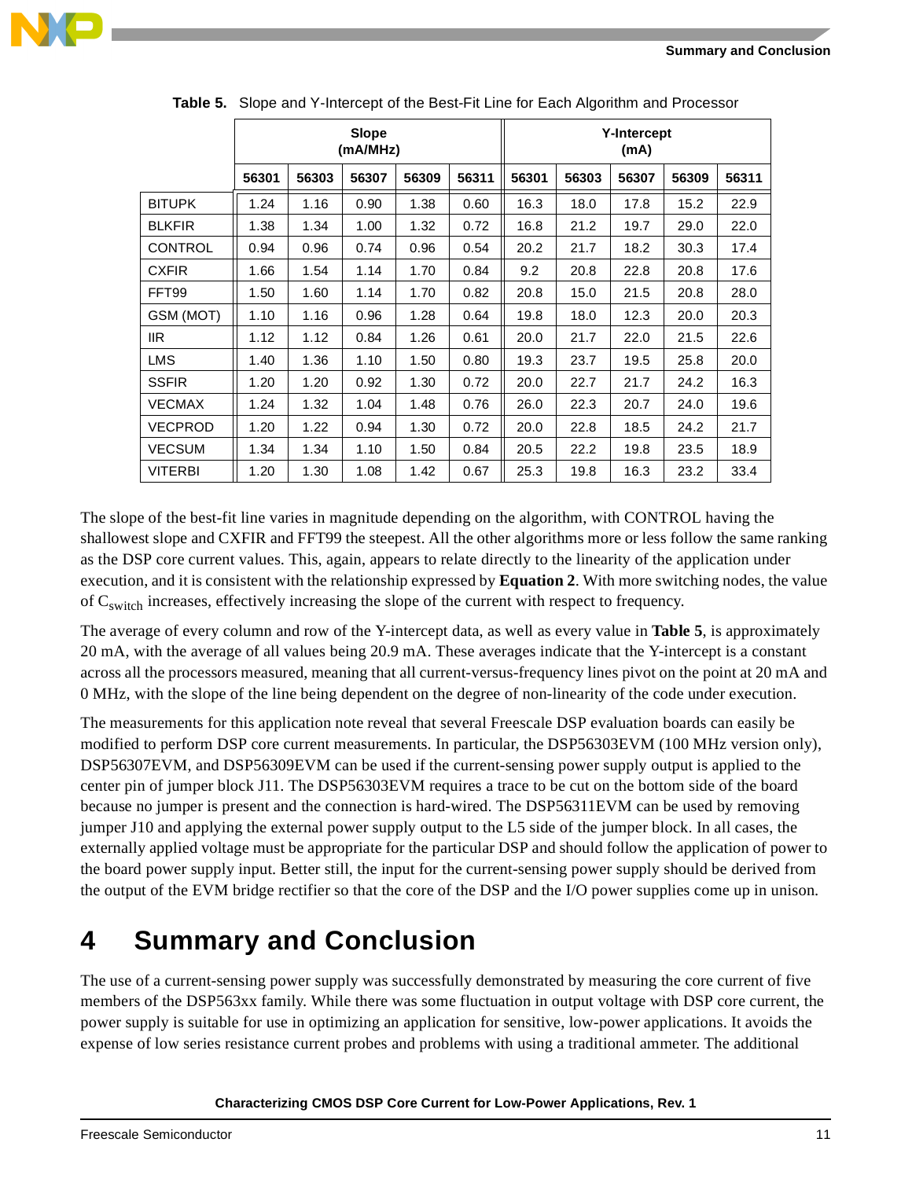**Table 5.** Slope and Y-Intercept of the Best-Fit Line for Each Algorithm and Processor

| | Slope (mA/MHz) | | | | | Y-Intercept (mA) | | | | |
|---|---|---|---|---|---|---|---|---|---|---|
| | 56301 | 56303 | 56307 | 56309 | 56311 | 56301 | 56303 | 56307 | 56309 | 56311 |
| BITUPK | 1.24 | 1.16 | 0.90 | 1.38 | 0.60 | 16.3 | 18.0 | 17.8 | 15.2 | 22.9 |
| BLKFIR | 1.38 | 1.34 | 1.00 | 1.32 | 0.72 | 16.8 | 21.2 | 19.7 | 29.0 | 22.0 |
| CONTROL | 0.94 | 0.96 | 0.74 | 0.96 | 0.54 | 20.2 | 21.7 | 18.2 | 30.3 | 17.4 |
| CXFIR | 1.66 | 1.54 | 1.14 | 1.70 | 0.84 | 9.2 | 20.8 | 22.8 | 20.8 | 17.6 |
| FFT99 | 1.50 | 1.60 | 1.14 | 1.70 | 0.82 | 20.8 | 15.0 | 21.5 | 20.8 | 28.0 |
| GSM (MOT) | 1.10 | 1.16 | 0.96 | 1.28 | 0.64 | 19.8 | 18.0 | 12.3 | 20.0 | 20.3 |
| IIR | 1.12 | 1.12 | 0.84 | 1.26 | 0.61 | 20.0 | 21.7 | 22.0 | 21.5 | 22.6 |
| LMS | 1.40 | 1.36 | 1.10 | 1.50 | 0.80 | 19.3 | 23.7 | 19.5 | 25.8 | 20.0 |
| SSFIR | 1.20 | 1.20 | 0.92 | 1.30 | 0.72 | 20.0 | 22.7 | 21.7 | 24.2 | 16.3 |
| VECMAX | 1.24 | 1.32 | 1.04 | 1.48 | 0.76 | 26.0 | 22.3 | 20.7 | 24.0 | 19.6 |
| VECPROD | 1.20 | 1.22 | 0.94 | 1.30 | 0.72 | 20.0 | 22.8 | 18.5 | 24.2 | 21.7 |
| VECSUM | 1.34 | 1.34 | 1.10 | 1.50 | 0.84 | 20.5 | 22.2 | 19.8 | 23.5 | 18.9 |
| VITERBI | 1.20 | 1.30 | 1.08 | 1.42 | 0.67 | 25.3 | 19.8 | 16.3 | 23.2 | 33.4 |

The slope of the best-fit line varies in magnitude depending on the algorithm, with CONTROL having the shallowest slope and CXFIR and FFT99 the steepest. All the other algorithms more or less follow the same ranking as the DSP core current values. This, again, appears to relate directly to the linearity of the application under execution, and it is consistent with the relationship expressed by **Equation 2**. With more switching nodes, the value of $C_{switch}$ increases, effectively increasing the slope of the current with respect to frequency.

The average of every column and row of the Y-intercept data, as well as every value in **Table 5**, is approximately 20 mA, with the average of all values being 20.9 mA. These averages indicate that the Y-intercept is a constant across all the processors measured, meaning that all current-versus-frequency lines pivot on the point at 20 mA and 0 MHz, with the slope of the line being dependent on the degree of non-linearity of the code under execution.

The measurements for this application note reveal that several Freescale DSP evaluation boards can easily be modified to perform DSP core current measurements. In particular, the DSP56303EVM (100 MHz version only), DSP56307EVM, and DSP56309EVM can be used if the current-sensing power supply output is applied to the center pin of jumper block J11. The DSP56303EVM requires a trace to be cut on the bottom side of the board because no jumper is present and the connection is hard-wired. The DSP56311EVM can be used by removing jumper J10 and applying the external power supply output to the L5 side of the jumper block. In all cases, the externally applied voltage must be appropriate for the particular DSP and should follow the application of power to the board power supply input. Better still, the input for the current-sensing power supply should be derived from the output of the EVM bridge rectifier so that the core of the DSP and the I/O power supplies come up in unison.

# 4 Summary and Conclusion

The use of a current-sensing power supply was successfully demonstrated by measuring the core current of five members of the DSP563xx family. While there was some fluctuation in output voltage with DSP core current, the power supply is suitable for use in optimizing an application for sensitive, low-power applications. It avoids the expense of low series resistance current probes and problems with using a traditional ammeter. The additional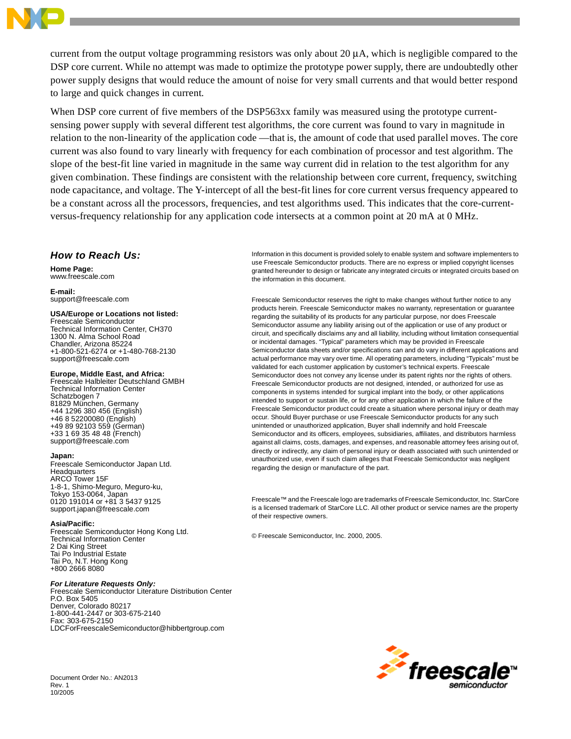current from the output voltage programming resistors was only about 20 µA, which is negligible compared to the DSP core current. While no attempt was made to optimize the prototype power supply, there are undoubtedly other power supply designs that would reduce the amount of noise for very small currents and that would better respond to large and quick changes in current.

When DSP core current of five members of the DSP563xx family was measured using the prototype current-sensing power supply with several different test algorithms, the core current was found to vary in magnitude in relation to the non-linearity of the application code —that is, the amount of code that used parallel moves. The core current was also found to vary linearly with frequency for each combination of processor and test algorithm. The slope of the best-fit line varied in magnitude in the same way current did in relation to the test algorithm for any given combination. These findings are consistent with the relationship between core current, frequency, switching node capacitance, and voltage. The Y-intercept of all the best-fit lines for core current versus frequency appeared to be a constant across all the processors, frequencies, and test algorithms used. This indicates that the core-current-versus-frequency relationship for any application code intersects at a common point at 20 mA at 0 MHz.

### *How to Reach Us:*

**Home Page:**
www.freescale.com

**E-mail:**
support@freescale.com

**USA/Europe or Locations not listed:**
Freescale Semiconductor
Technical Information Center, CH370
1300 N. Alma School Road
Chandler, Arizona 85224
+1-800-521-6274 or +1-480-768-2130
support@freescale.com

**Europe, Middle East, and Africa:**
Freescale Halbleiter Deutschland GMBH
Technical Information Center
Schatzbogen 7
81829 München, Germany
+44 1296 380 456 (English)
+46 8 52200080 (English)
+49 89 92103 559 (German)
+33 1 69 35 48 48 (French)
support@freescale.com

**Japan:**
Freescale Semiconductor Japan Ltd.
Headquarters
ARCO Tower 15F
1-8-1, Shimo-Meguro, Meguro-ku,
Tokyo 153-0064, Japan
0120 191014 or +81 3 5437 9125
support.japan@freescale.com

**Asia/Pacific:**
Freescale Semiconductor Hong Kong Ltd.
Technical Information Center
2 Dai King Street
Tai Po Industrial Estate
Tai Po, N.T. Hong Kong
+800 2666 8080

***For Literature Requests Only:***
Freescale Semiconductor Literature Distribution Center
P.O. Box 5405
Denver, Colorado 80217
1-800-441-2447 or 303-675-2140
Fax: 303-675-2150
LDCForFreescaleSemiconductor@hibbertgroup.com

Information in this document is provided solely to enable system and software implementers to use Freescale Semiconductor products. There are no express or implied copyright licenses granted hereunder to design or fabricate any integrated circuits or integrated circuits based on the information in this document.

Freescale Semiconductor reserves the right to make changes without further notice to any products herein. Freescale Semiconductor makes no warranty, representation or guarantee regarding the suitability of its products for any particular purpose, nor does Freescale Semiconductor assume any liability arising out of the application or use of any product or circuit, and specifically disclaims any and all liability, including without limitation consequential or incidental damages. “Typical” parameters which may be provided in Freescale Semiconductor data sheets and/or specifications can and do vary in different applications and actual performance may vary over time. All operating parameters, including “Typicals” must be validated for each customer application by customer’s technical experts. Freescale Semiconductor does not convey any license under its patent rights nor the rights of others. Freescale Semiconductor products are not designed, intended, or authorized for use as components in systems intended for surgical implant into the body, or other applications intended to support or sustain life, or for any other application in which the failure of the Freescale Semiconductor product could create a situation where personal injury or death may occur. Should Buyer purchase or use Freescale Semiconductor products for any such unintended or unauthorized application, Buyer shall indemnify and hold Freescale Semiconductor and its officers, employees, subsidiaries, affiliates, and distributors harmless against all claims, costs, damages, and expenses, and reasonable attorney fees arising out of, directly or indirectly, any claim of personal injury or death associated with such unintended or unauthorized use, even if such claim alleges that Freescale Semiconductor was negligent regarding the design or manufacture of the part.

Freescale™ and the Freescale logo are trademarks of Freescale Semiconductor, Inc. StarCore is a licensed trademark of StarCore LLC. All other product or service names are the property of their respective owners.

© Freescale Semiconductor, Inc. 2000, 2005.

Document Order No.: AN2013
Rev. 1
10/2005